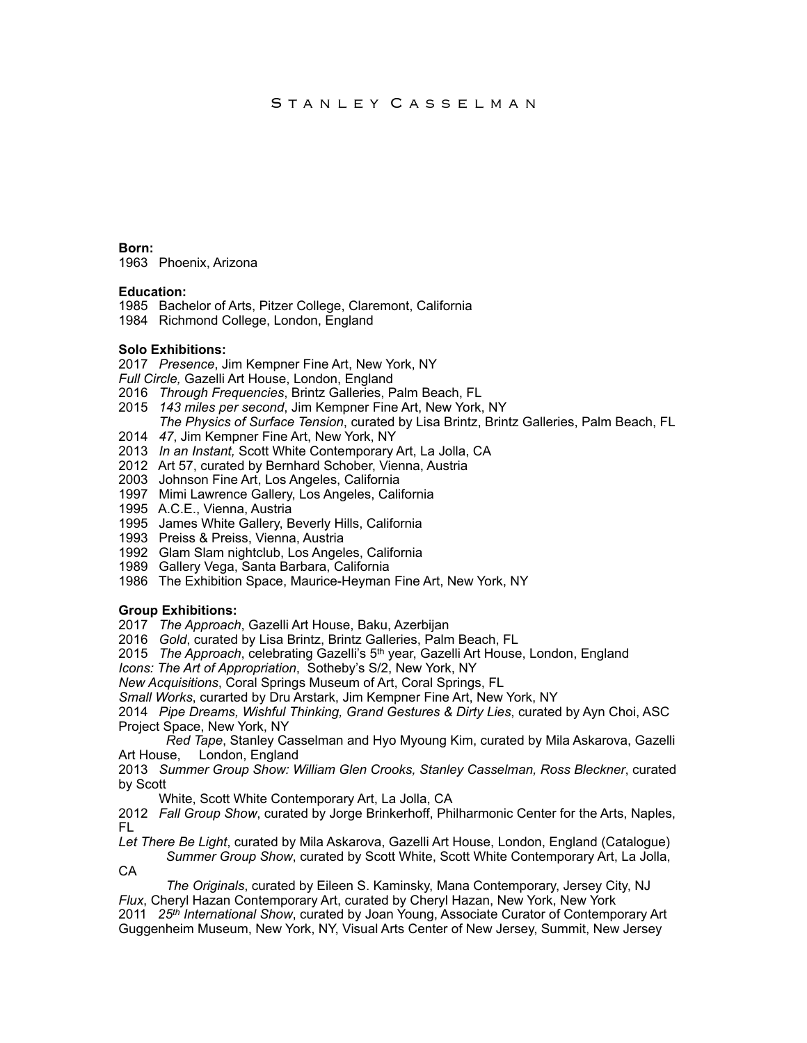# Stanley Casselman

**Born:**

1963 Phoenix, Arizona

**Education:**

1985 Bachelor of Arts, Pitzer College, Claremont, California

1984 Richmond College, London, England

**Solo Exhibitions:**

2017 *Presence*, Jim Kempner Fine Art, New York, NY

*Full Circle,* Gazelli Art House, London, England

2016 *Through Frequencies*, Brintz Galleries, Palm Beach, FL

2015 *143 miles per second*, Jim Kempner Fine Art, New York, NY

*The Physics of Surface Tension*, curated by Lisa Brintz, Brintz Galleries, Palm Beach, FL

2014 *47*, Jim Kempner Fine Art, New York, NY

2013 *In an Instant,* Scott White Contemporary Art, La Jolla, CA

2012 Art 57, curated by Bernhard Schober, Vienna, Austria

2003 Johnson Fine Art, Los Angeles, California

1997 Mimi Lawrence Gallery, Los Angeles, California

1995 A.C.E., Vienna, Austria

1995 James White Gallery, Beverly Hills, California

1993 Preiss & Preiss, Vienna, Austria

1992 Glam Slam nightclub, Los Angeles, California

1989 Gallery Vega, Santa Barbara, California

1986 The Exhibition Space, Maurice-Heyman Fine Art, New York, NY

**Group Exhibitions:**

2017 *The Approach*, Gazelli Art House, Baku, Azerbijan

2016 *Gold*, curated by Lisa Brintz, Brintz Galleries, Palm Beach, FL

2015 *The Approach*, celebrating Gazelli's 5th year, Gazelli Art House, London, England

*Icons: The Art of Appropriation*, Sotheby's S/2, New York, NY

*New Acquisitions*, Coral Springs Museum of Art, Coral Springs, FL

*Small Works*, curarted by Dru Arstark, Jim Kempner Fine Art, New York, NY

2014 *Pipe Dreams, Wishful Thinking, Grand Gestures & Dirty Lies*, curated by Ayn Choi, ASC Project Space, New York, NY

*Red Tape*, Stanley Casselman and Hyo Myoung Kim, curated by Mila Askarova, Gazelli Art House, London, England

2013 *Summer Group Show: William Glen Crooks, Stanley Casselman, Ross Bleckner*, curated by Scott White, Scott White Contemporary Art, La Jolla, CA

2012 *Fall Group Show*, curated by Jorge Brinkerhoff, Philharmonic Center for the Arts, Naples, FL

*Let There Be Light*, curated by Mila Askarova, Gazelli Art House, London, England (Catalogue)

*Summer Group Show*, curated by Scott White, Scott White Contemporary Art, La Jolla, CA

*The Originals*, curated by Eileen S. Kaminsky, Mana Contemporary, Jersey City, NJ

*Flux*, Cheryl Hazan Contemporary Art, curated by Cheryl Hazan, New York, New York

2011 *25th International Show*, curated by Joan Young, Associate Curator of Contemporary Art Guggenheim Museum, New York, NY, Visual Arts Center of New Jersey, Summit, New Jersey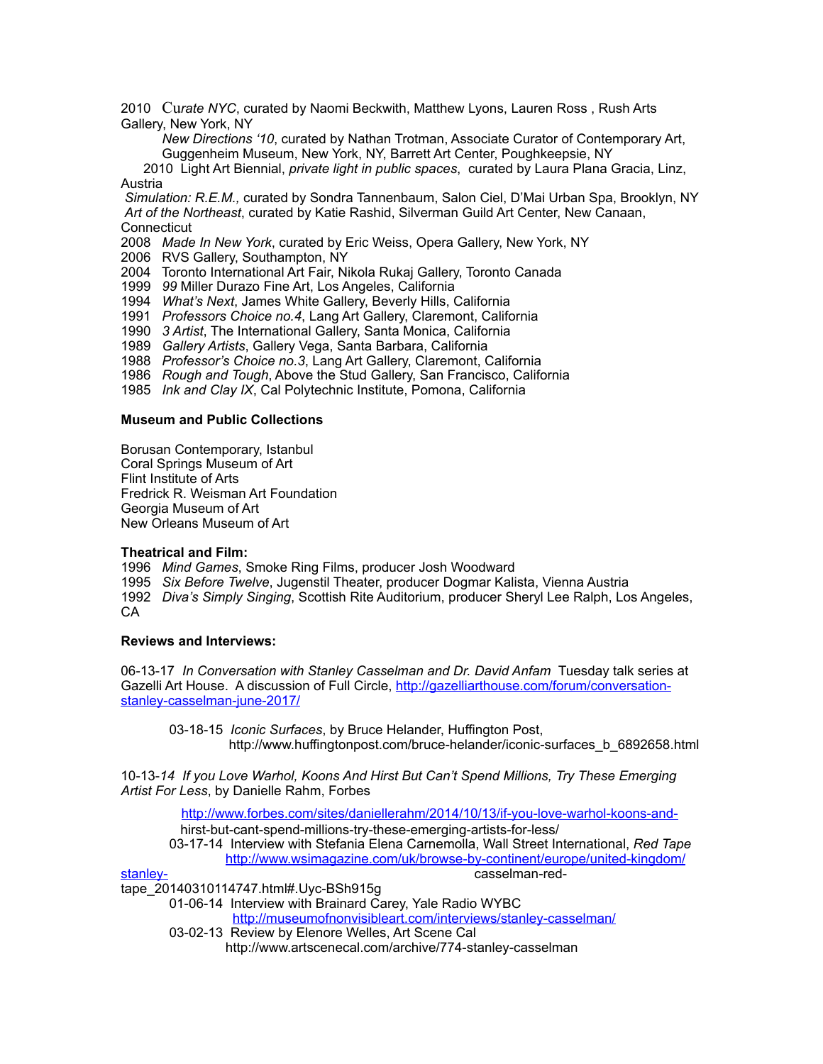2010 *Curate NYC*, curated by Naomi Beckwith, Matthew Lyons, Lauren Ross , Rush Arts Gallery, New York, NY

*New Directions '10*, curated by Nathan Trotman, Associate Curator of Contemporary Art, Guggenheim Museum, New York, NY, Barrett Art Center, Poughkeepsie, NY

2010 Light Art Biennial, *private light in public spaces*, curated by Laura Plana Gracia, Linz, Austria

*Simulation: R.E.M.,* curated by Sondra Tannenbaum, Salon Ciel, D'Mai Urban Spa, Brooklyn, NY

*Art of the Northeast*, curated by Katie Rashid, Silverman Guild Art Center, New Canaan, Connecticut

2008 *Made In New York*, curated by Eric Weiss, Opera Gallery, New York, NY
2006 RVS Gallery, Southampton, NY
2004 Toronto International Art Fair, Nikola Rukaj Gallery, Toronto Canada
1999 *99* Miller Durazo Fine Art, Los Angeles, California
1994 *What's Next*, James White Gallery, Beverly Hills, California
1991 *Professors Choice no.4*, Lang Art Gallery, Claremont, California
1990 *3 Artist*, The International Gallery, Santa Monica, California
1989 *Gallery Artists*, Gallery Vega, Santa Barbara, California
1988 *Professor's Choice no.3*, Lang Art Gallery, Claremont, California
1986 *Rough and Tough*, Above the Stud Gallery, San Francisco, California
1985 *Ink and Clay IX*, Cal Polytechnic Institute, Pomona, California

**Museum and Public Collections**

Borusan Contemporary, Istanbul
Coral Springs Museum of Art
Flint Institute of Arts
Fredrick R. Weisman Art Foundation
Georgia Museum of Art
New Orleans Museum of Art

**Theatrical and Film:**

1996 *Mind Games*, Smoke Ring Films, producer Josh Woodward
1995 *Six Before Twelve*, Jugenstil Theater, producer Dogmar Kalista, Vienna Austria
1992 *Diva's Simply Singing*, Scottish Rite Auditorium, producer Sheryl Lee Ralph, Los Angeles, CA

**Reviews and Interviews:**

06-13-17 *In Conversation with Stanley Casselman and Dr. David Anfam* Tuesday talk series at Gazelli Art House. A discussion of Full Circle, http://gazelliarthouse.com/forum/conversation-stanley-casselman-june-2017/

03-18-15 *Iconic Surfaces*, by Bruce Helander, Huffington Post, http://www.huffingtonpost.com/bruce-helander/iconic-surfaces_b_6892658.html

10-13-*14 If you Love Warhol, Koons And Hirst But Can't Spend Millions, Try These Emerging Artist For Less*, by Danielle Rahm, Forbes

http://www.forbes.com/sites/daniellerahm/2014/10/13/if-you-love-warhol-koons-and-hirst-but-cant-spend-millions-try-these-emerging-artists-for-less/

03-17-14 Interview with Stefania Elena Carnemolla, Wall Street International, *Red Tape* http://www.wsimagazine.com/uk/browse-by-continent/europe/united-kingdom/stanley-casselman-red-tape_20140310114747.html#.Uyc-BSh915g

01-06-14 Interview with Brainard Carey, Yale Radio WYBC http://museumofnonvisibleart.com/interviews/stanley-casselman/

03-02-13 Review by Elenore Welles, Art Scene Cal http://www.artscenecal.com/archive/774-stanley-casselman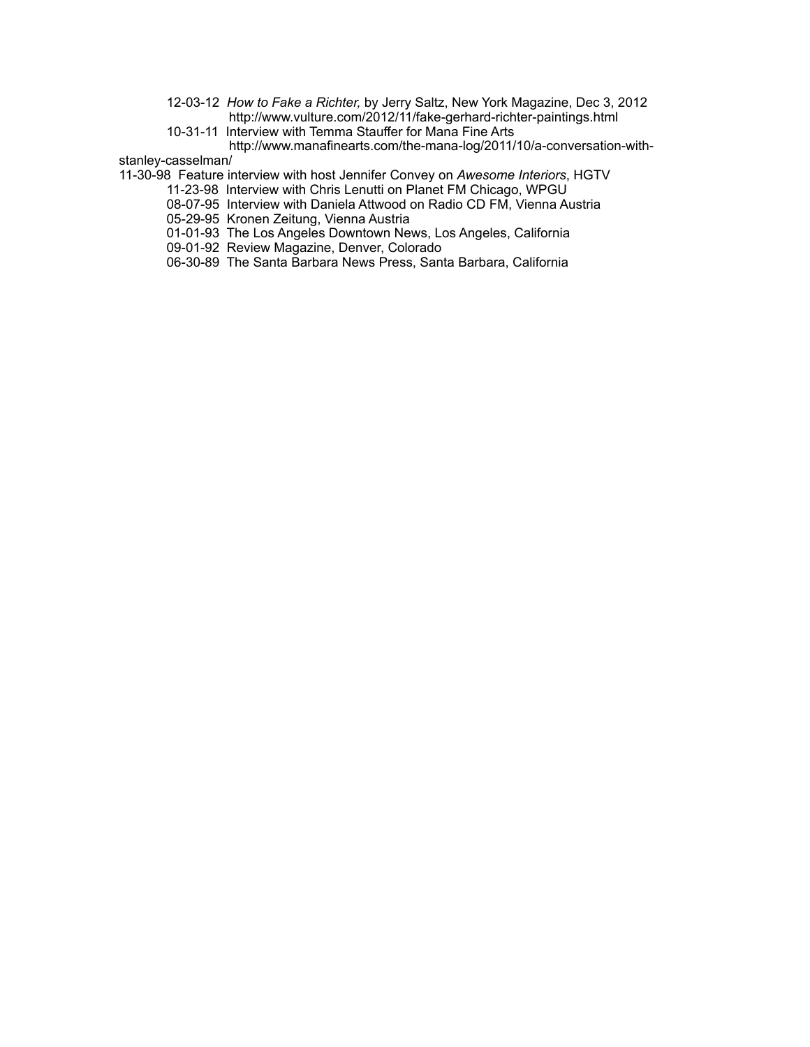12-03-12 *How to Fake a Richter,* by Jerry Saltz, New York Magazine, Dec 3, 2012
http://www.vulture.com/2012/11/fake-gerhard-richter-paintings.html

10-31-11 Interview with Temma Stauffer for Mana Fine Arts
http://www.manafinearts.com/the-mana-log/2011/10/a-conversation-with-stanley-casselman/

11-30-98 Feature interview with host Jennifer Convey on *Awesome Interiors*, HGTV

11-23-98 Interview with Chris Lenutti on Planet FM Chicago, WPGU

08-07-95 Interview with Daniela Attwood on Radio CD FM, Vienna Austria

05-29-95 Kronen Zeitung, Vienna Austria

01-01-93 The Los Angeles Downtown News, Los Angeles, California

09-01-92 Review Magazine, Denver, Colorado

06-30-89 The Santa Barbara News Press, Santa Barbara, California